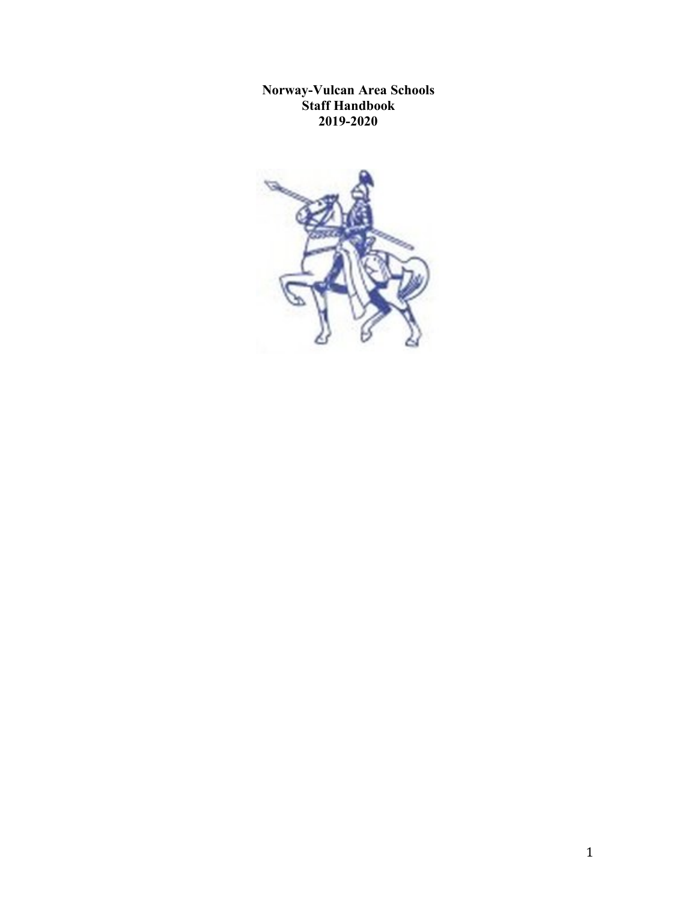**Norway-Vulcan Area Schools**
**Staff Handbook**
**2019-2020**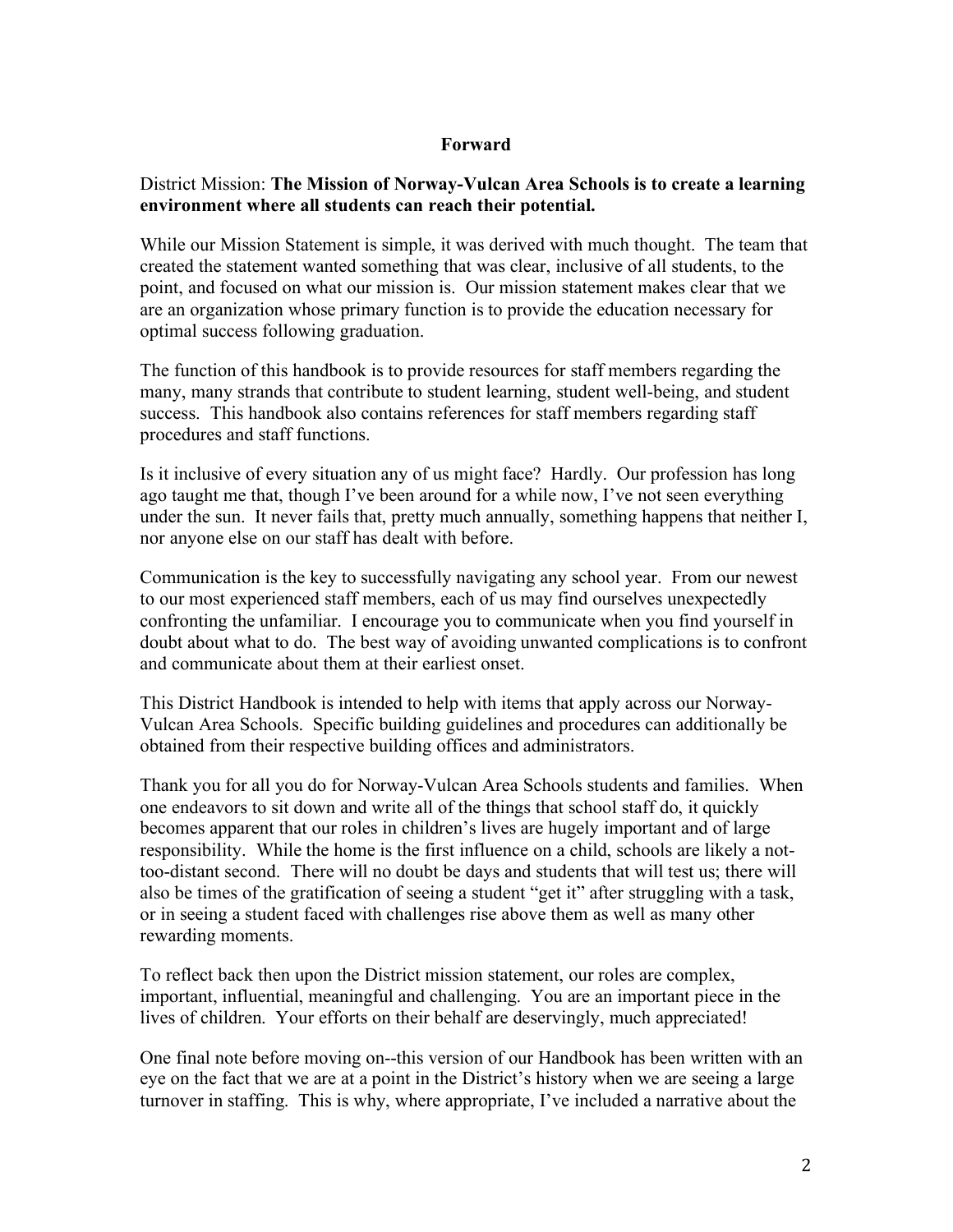## Forward

District Mission: **The Mission of Norway-Vulcan Area Schools is to create a learning environment where all students can reach their potential.**

While our Mission Statement is simple, it was derived with much thought. The team that created the statement wanted something that was clear, inclusive of all students, to the point, and focused on what our mission is. Our mission statement makes clear that we are an organization whose primary function is to provide the education necessary for optimal success following graduation.

The function of this handbook is to provide resources for staff members regarding the many, many strands that contribute to student learning, student well-being, and student success. This handbook also contains references for staff members regarding staff procedures and staff functions.

Is it inclusive of every situation any of us might face? Hardly. Our profession has long ago taught me that, though I've been around for a while now, I've not seen everything under the sun. It never fails that, pretty much annually, something happens that neither I, nor anyone else on our staff has dealt with before.

Communication is the key to successfully navigating any school year. From our newest to our most experienced staff members, each of us may find ourselves unexpectedly confronting the unfamiliar. I encourage you to communicate when you find yourself in doubt about what to do. The best way of avoiding unwanted complications is to confront and communicate about them at their earliest onset.

This District Handbook is intended to help with items that apply across our Norway-Vulcan Area Schools. Specific building guidelines and procedures can additionally be obtained from their respective building offices and administrators.

Thank you for all you do for Norway-Vulcan Area Schools students and families. When one endeavors to sit down and write all of the things that school staff do, it quickly becomes apparent that our roles in children's lives are hugely important and of large responsibility. While the home is the first influence on a child, schools are likely a not-too-distant second. There will no doubt be days and students that will test us; there will also be times of the gratification of seeing a student "get it" after struggling with a task, or in seeing a student faced with challenges rise above them as well as many other rewarding moments.

To reflect back then upon the District mission statement, our roles are complex, important, influential, meaningful and challenging. You are an important piece in the lives of children. Your efforts on their behalf are deservingly, much appreciated!

One final note before moving on--this version of our Handbook has been written with an eye on the fact that we are at a point in the District's history when we are seeing a large turnover in staffing. This is why, where appropriate, I've included a narrative about the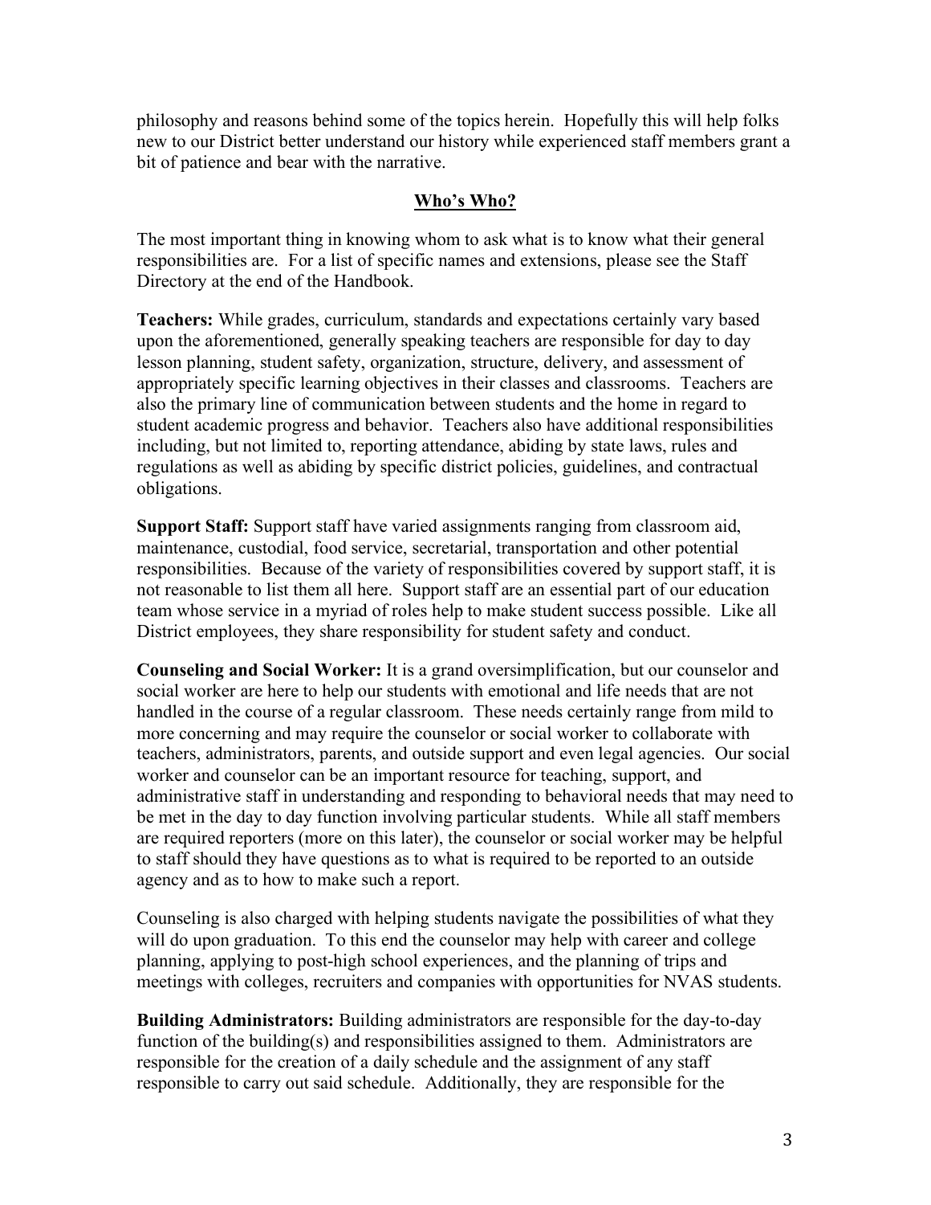philosophy and reasons behind some of the topics herein. Hopefully this will help folks new to our District better understand our history while experienced staff members grant a bit of patience and bear with the narrative.

## Who's Who?

The most important thing in knowing whom to ask what is to know what their general responsibilities are. For a list of specific names and extensions, please see the Staff Directory at the end of the Handbook.

**Teachers:** While grades, curriculum, standards and expectations certainly vary based upon the aforementioned, generally speaking teachers are responsible for day to day lesson planning, student safety, organization, structure, delivery, and assessment of appropriately specific learning objectives in their classes and classrooms. Teachers are also the primary line of communication between students and the home in regard to student academic progress and behavior. Teachers also have additional responsibilities including, but not limited to, reporting attendance, abiding by state laws, rules and regulations as well as abiding by specific district policies, guidelines, and contractual obligations.

**Support Staff:** Support staff have varied assignments ranging from classroom aid, maintenance, custodial, food service, secretarial, transportation and other potential responsibilities. Because of the variety of responsibilities covered by support staff, it is not reasonable to list them all here. Support staff are an essential part of our education team whose service in a myriad of roles help to make student success possible. Like all District employees, they share responsibility for student safety and conduct.

**Counseling and Social Worker:** It is a grand oversimplification, but our counselor and social worker are here to help our students with emotional and life needs that are not handled in the course of a regular classroom. These needs certainly range from mild to more concerning and may require the counselor or social worker to collaborate with teachers, administrators, parents, and outside support and even legal agencies. Our social worker and counselor can be an important resource for teaching, support, and administrative staff in understanding and responding to behavioral needs that may need to be met in the day to day function involving particular students. While all staff members are required reporters (more on this later), the counselor or social worker may be helpful to staff should they have questions as to what is required to be reported to an outside agency and as to how to make such a report.

Counseling is also charged with helping students navigate the possibilities of what they will do upon graduation. To this end the counselor may help with career and college planning, applying to post-high school experiences, and the planning of trips and meetings with colleges, recruiters and companies with opportunities for NVAS students.

**Building Administrators:** Building administrators are responsible for the day-to-day function of the building(s) and responsibilities assigned to them. Administrators are responsible for the creation of a daily schedule and the assignment of any staff responsible to carry out said schedule. Additionally, they are responsible for the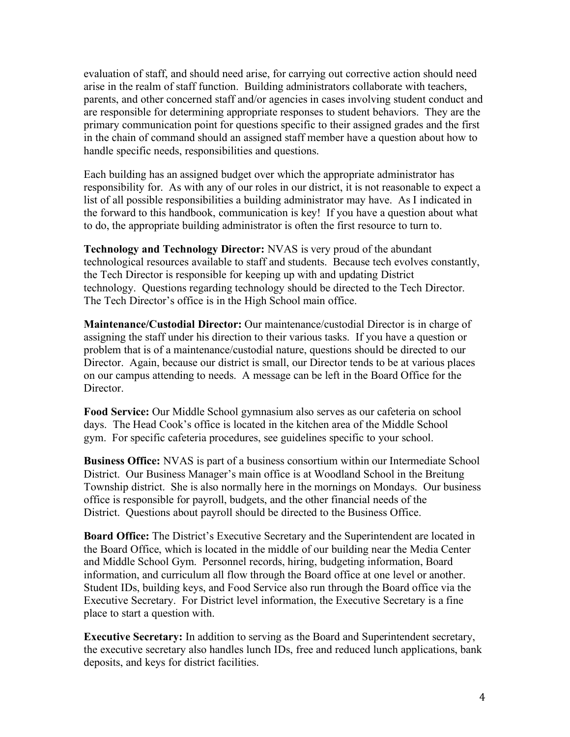evaluation of staff, and should need arise, for carrying out corrective action should need arise in the realm of staff function. Building administrators collaborate with teachers, parents, and other concerned staff and/or agencies in cases involving student conduct and are responsible for determining appropriate responses to student behaviors. They are the primary communication point for questions specific to their assigned grades and the first in the chain of command should an assigned staff member have a question about how to handle specific needs, responsibilities and questions.

Each building has an assigned budget over which the appropriate administrator has responsibility for. As with any of our roles in our district, it is not reasonable to expect a list of all possible responsibilities a building administrator may have. As I indicated in the forward to this handbook, communication is key! If you have a question about what to do, the appropriate building administrator is often the first resource to turn to.

**Technology and Technology Director:** NVAS is very proud of the abundant technological resources available to staff and students. Because tech evolves constantly, the Tech Director is responsible for keeping up with and updating District technology. Questions regarding technology should be directed to the Tech Director. The Tech Director's office is in the High School main office.

**Maintenance/Custodial Director:** Our maintenance/custodial Director is in charge of assigning the staff under his direction to their various tasks. If you have a question or problem that is of a maintenance/custodial nature, questions should be directed to our Director. Again, because our district is small, our Director tends to be at various places on our campus attending to needs. A message can be left in the Board Office for the Director.

**Food Service:** Our Middle School gymnasium also serves as our cafeteria on school days. The Head Cook's office is located in the kitchen area of the Middle School gym. For specific cafeteria procedures, see guidelines specific to your school.

**Business Office:** NVAS is part of a business consortium within our Intermediate School District. Our Business Manager's main office is at Woodland School in the Breitung Township district. She is also normally here in the mornings on Mondays. Our business office is responsible for payroll, budgets, and the other financial needs of the District. Questions about payroll should be directed to the Business Office.

**Board Office:** The District's Executive Secretary and the Superintendent are located in the Board Office, which is located in the middle of our building near the Media Center and Middle School Gym. Personnel records, hiring, budgeting information, Board information, and curriculum all flow through the Board office at one level or another. Student IDs, building keys, and Food Service also run through the Board office via the Executive Secretary. For District level information, the Executive Secretary is a fine place to start a question with.

**Executive Secretary:** In addition to serving as the Board and Superintendent secretary, the executive secretary also handles lunch IDs, free and reduced lunch applications, bank deposits, and keys for district facilities.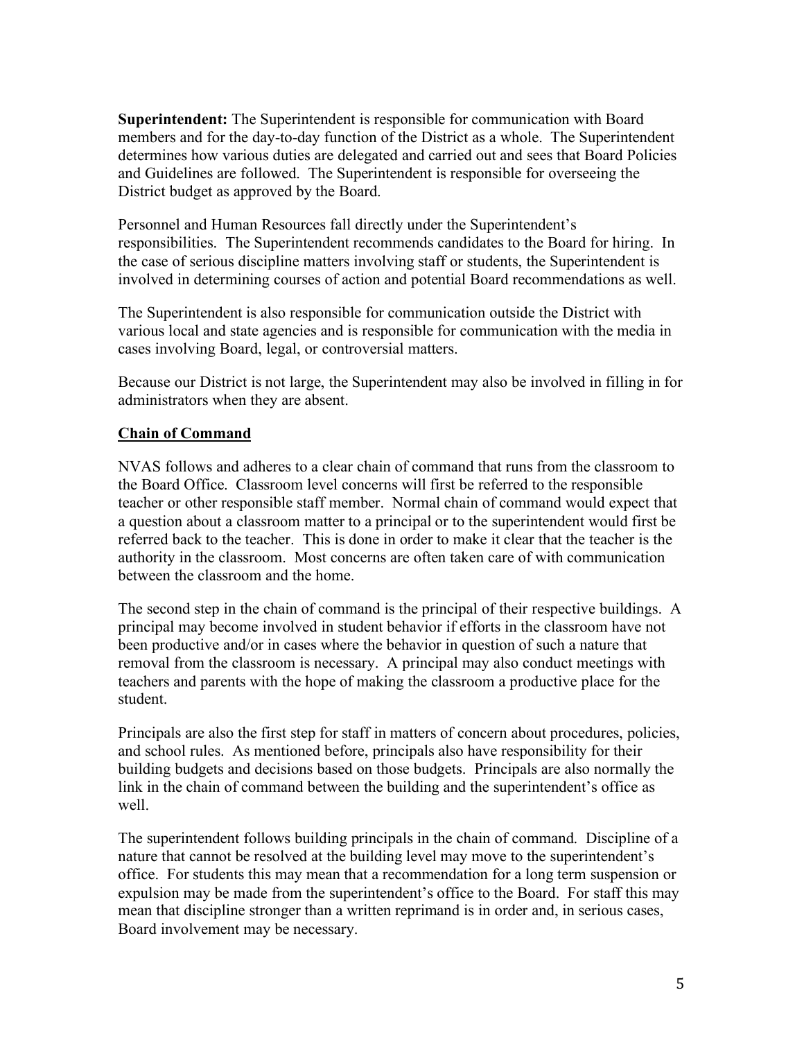**Superintendent:** The Superintendent is responsible for communication with Board members and for the day-to-day function of the District as a whole. The Superintendent determines how various duties are delegated and carried out and sees that Board Policies and Guidelines are followed. The Superintendent is responsible for overseeing the District budget as approved by the Board.

Personnel and Human Resources fall directly under the Superintendent's responsibilities. The Superintendent recommends candidates to the Board for hiring. In the case of serious discipline matters involving staff or students, the Superintendent is involved in determining courses of action and potential Board recommendations as well.

The Superintendent is also responsible for communication outside the District with various local and state agencies and is responsible for communication with the media in cases involving Board, legal, or controversial matters.

Because our District is not large, the Superintendent may also be involved in filling in for administrators when they are absent.

## Chain of Command

NVAS follows and adheres to a clear chain of command that runs from the classroom to the Board Office. Classroom level concerns will first be referred to the responsible teacher or other responsible staff member. Normal chain of command would expect that a question about a classroom matter to a principal or to the superintendent would first be referred back to the teacher. This is done in order to make it clear that the teacher is the authority in the classroom. Most concerns are often taken care of with communication between the classroom and the home.

The second step in the chain of command is the principal of their respective buildings. A principal may become involved in student behavior if efforts in the classroom have not been productive and/or in cases where the behavior in question of such a nature that removal from the classroom is necessary. A principal may also conduct meetings with teachers and parents with the hope of making the classroom a productive place for the student.

Principals are also the first step for staff in matters of concern about procedures, policies, and school rules. As mentioned before, principals also have responsibility for their building budgets and decisions based on those budgets. Principals are also normally the link in the chain of command between the building and the superintendent's office as well.

The superintendent follows building principals in the chain of command. Discipline of a nature that cannot be resolved at the building level may move to the superintendent's office. For students this may mean that a recommendation for a long term suspension or expulsion may be made from the superintendent's office to the Board. For staff this may mean that discipline stronger than a written reprimand is in order and, in serious cases, Board involvement may be necessary.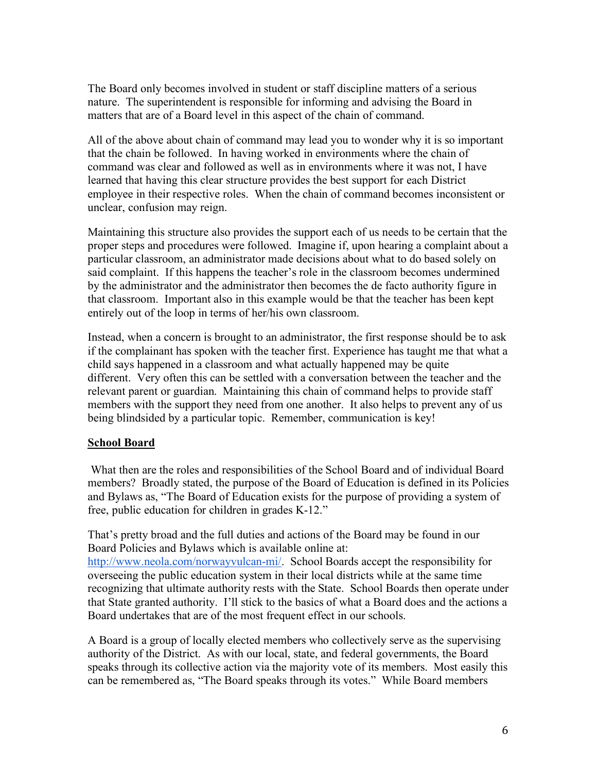The Board only becomes involved in student or staff discipline matters of a serious nature. The superintendent is responsible for informing and advising the Board in matters that are of a Board level in this aspect of the chain of command.

All of the above about chain of command may lead you to wonder why it is so important that the chain be followed. In having worked in environments where the chain of command was clear and followed as well as in environments where it was not, I have learned that having this clear structure provides the best support for each District employee in their respective roles. When the chain of command becomes inconsistent or unclear, confusion may reign.

Maintaining this structure also provides the support each of us needs to be certain that the proper steps and procedures were followed. Imagine if, upon hearing a complaint about a particular classroom, an administrator made decisions about what to do based solely on said complaint. If this happens the teacher's role in the classroom becomes undermined by the administrator and the administrator then becomes the de facto authority figure in that classroom. Important also in this example would be that the teacher has been kept entirely out of the loop in terms of her/his own classroom.

Instead, when a concern is brought to an administrator, the first response should be to ask if the complainant has spoken with the teacher first. Experience has taught me that what a child says happened in a classroom and what actually happened may be quite different. Very often this can be settled with a conversation between the teacher and the relevant parent or guardian. Maintaining this chain of command helps to provide staff members with the support they need from one another. It also helps to prevent any of us being blindsided by a particular topic. Remember, communication is key!

**School Board**

What then are the roles and responsibilities of the School Board and of individual Board members? Broadly stated, the purpose of the Board of Education is defined in its Policies and Bylaws as, "The Board of Education exists for the purpose of providing a system of free, public education for children in grades K-12."

That's pretty broad and the full duties and actions of the Board may be found in our Board Policies and Bylaws which is available online at: [http://www.neola.com/norwayvulcan-mi/](http://www.neola.com/norwayvulcan-mi/). School Boards accept the responsibility for overseeing the public education system in their local districts while at the same time recognizing that ultimate authority rests with the State. School Boards then operate under that State granted authority. I'll stick to the basics of what a Board does and the actions a Board undertakes that are of the most frequent effect in our schools.

A Board is a group of locally elected members who collectively serve as the supervising authority of the District. As with our local, state, and federal governments, the Board speaks through its collective action via the majority vote of its members. Most easily this can be remembered as, "The Board speaks through its votes." While Board members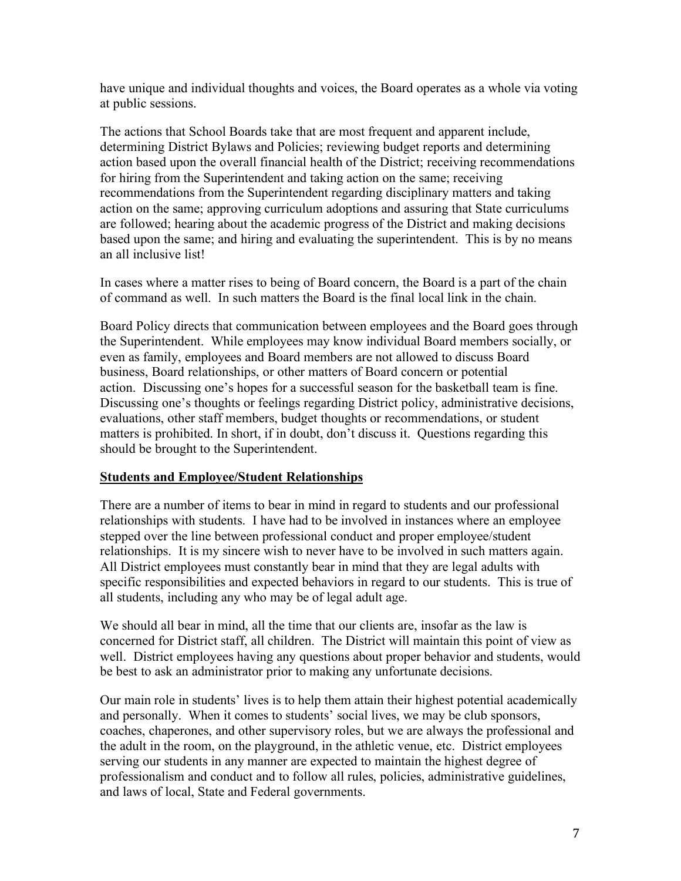have unique and individual thoughts and voices, the Board operates as a whole via voting at public sessions.

The actions that School Boards take that are most frequent and apparent include, determining District Bylaws and Policies; reviewing budget reports and determining action based upon the overall financial health of the District; receiving recommendations for hiring from the Superintendent and taking action on the same; receiving recommendations from the Superintendent regarding disciplinary matters and taking action on the same; approving curriculum adoptions and assuring that State curriculums are followed; hearing about the academic progress of the District and making decisions based upon the same; and hiring and evaluating the superintendent. This is by no means an all inclusive list!

In cases where a matter rises to being of Board concern, the Board is a part of the chain of command as well. In such matters the Board is the final local link in the chain.

Board Policy directs that communication between employees and the Board goes through the Superintendent. While employees may know individual Board members socially, or even as family, employees and Board members are not allowed to discuss Board business, Board relationships, or other matters of Board concern or potential action. Discussing one's hopes for a successful season for the basketball team is fine. Discussing one's thoughts or feelings regarding District policy, administrative decisions, evaluations, other staff members, budget thoughts or recommendations, or student matters is prohibited. In short, if in doubt, don't discuss it. Questions regarding this should be brought to the Superintendent.

## Students and Employee/Student Relationships

There are a number of items to bear in mind in regard to students and our professional relationships with students. I have had to be involved in instances where an employee stepped over the line between professional conduct and proper employee/student relationships. It is my sincere wish to never have to be involved in such matters again. All District employees must constantly bear in mind that they are legal adults with specific responsibilities and expected behaviors in regard to our students. This is true of all students, including any who may be of legal adult age.

We should all bear in mind, all the time that our clients are, insofar as the law is concerned for District staff, all children. The District will maintain this point of view as well. District employees having any questions about proper behavior and students, would be best to ask an administrator prior to making any unfortunate decisions.

Our main role in students' lives is to help them attain their highest potential academically and personally. When it comes to students' social lives, we may be club sponsors, coaches, chaperones, and other supervisory roles, but we are always the professional and the adult in the room, on the playground, in the athletic venue, etc. District employees serving our students in any manner are expected to maintain the highest degree of professionalism and conduct and to follow all rules, policies, administrative guidelines, and laws of local, State and Federal governments.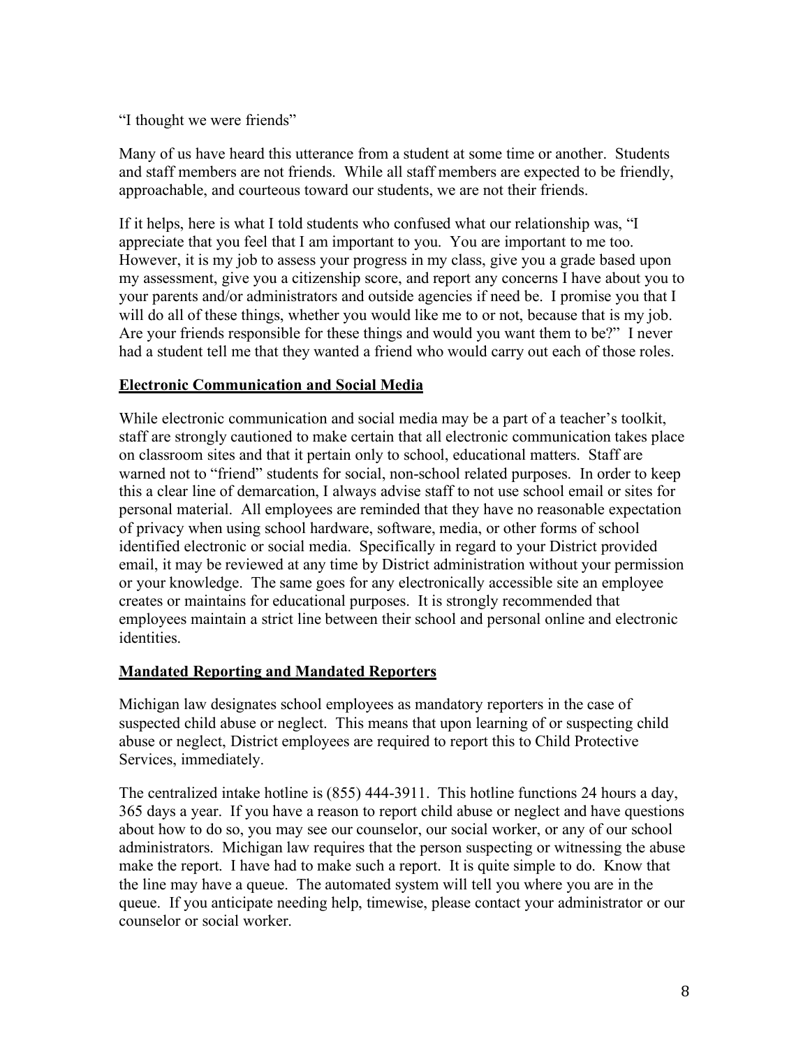"I thought we were friends"

Many of us have heard this utterance from a student at some time or another. Students and staff members are not friends. While all staff members are expected to be friendly, approachable, and courteous toward our students, we are not their friends.

If it helps, here is what I told students who confused what our relationship was, "I appreciate that you feel that I am important to you. You are important to me too. However, it is my job to assess your progress in my class, give you a grade based upon my assessment, give you a citizenship score, and report any concerns I have about you to your parents and/or administrators and outside agencies if need be. I promise you that I will do all of these things, whether you would like me to or not, because that is my job. Are your friends responsible for these things and would you want them to be?" I never had a student tell me that they wanted a friend who would carry out each of those roles.

## Electronic Communication and Social Media

While electronic communication and social media may be a part of a teacher's toolkit, staff are strongly cautioned to make certain that all electronic communication takes place on classroom sites and that it pertain only to school, educational matters. Staff are warned not to "friend" students for social, non-school related purposes. In order to keep this a clear line of demarcation, I always advise staff to not use school email or sites for personal material. All employees are reminded that they have no reasonable expectation of privacy when using school hardware, software, media, or other forms of school identified electronic or social media. Specifically in regard to your District provided email, it may be reviewed at any time by District administration without your permission or your knowledge. The same goes for any electronically accessible site an employee creates or maintains for educational purposes. It is strongly recommended that employees maintain a strict line between their school and personal online and electronic identities.

## Mandated Reporting and Mandated Reporters

Michigan law designates school employees as mandatory reporters in the case of suspected child abuse or neglect. This means that upon learning of or suspecting child abuse or neglect, District employees are required to report this to Child Protective Services, immediately.

The centralized intake hotline is (855) 444-3911. This hotline functions 24 hours a day, 365 days a year. If you have a reason to report child abuse or neglect and have questions about how to do so, you may see our counselor, our social worker, or any of our school administrators. Michigan law requires that the person suspecting or witnessing the abuse make the report. I have had to make such a report. It is quite simple to do. Know that the line may have a queue. The automated system will tell you where you are in the queue. If you anticipate needing help, timewise, please contact your administrator or our counselor or social worker.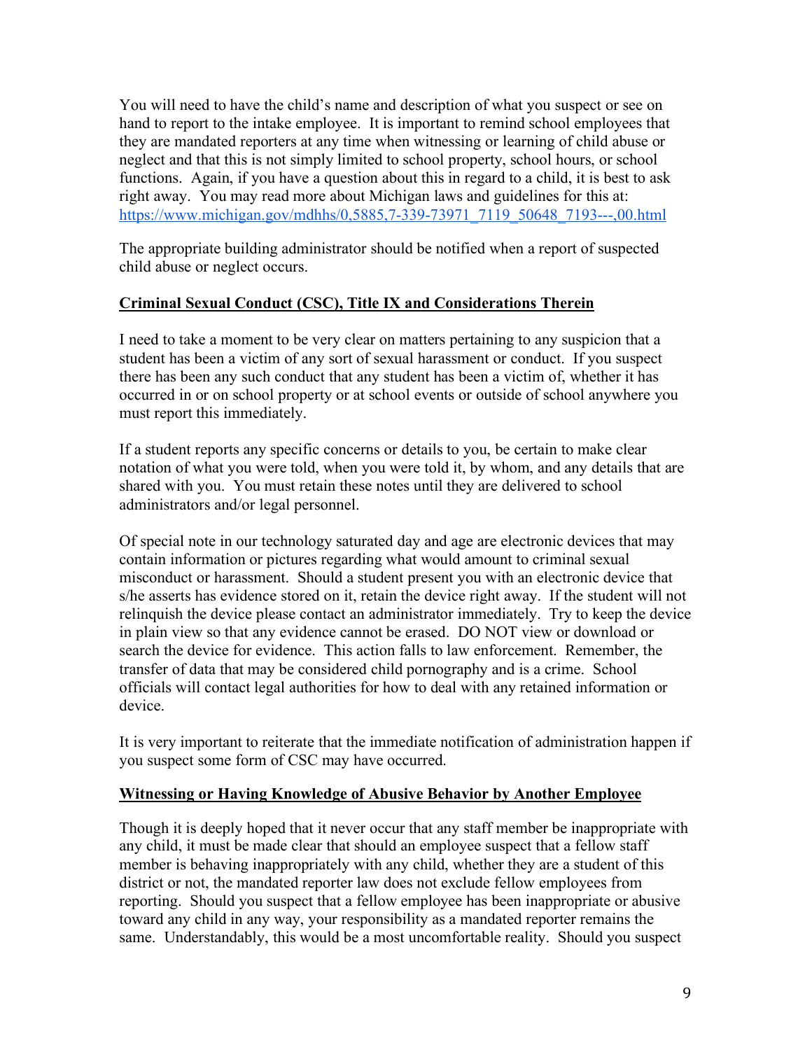You will need to have the child's name and description of what you suspect or see on hand to report to the intake employee. It is important to remind school employees that they are mandated reporters at any time when witnessing or learning of child abuse or neglect and that this is not simply limited to school property, school hours, or school functions. Again, if you have a question about this in regard to a child, it is best to ask right away. You may read more about Michigan laws and guidelines for this at: [https://www.michigan.gov/mdhhs/0,5885,7-339-73971_7119_50648_7193---,00.html](https://www.michigan.gov/mdhhs/0,5885,7-339-73971_7119_50648_7193---,00.html)

The appropriate building administrator should be notified when a report of suspected child abuse or neglect occurs.

## Criminal Sexual Conduct (CSC), Title IX and Considerations Therein

I need to take a moment to be very clear on matters pertaining to any suspicion that a student has been a victim of any sort of sexual harassment or conduct. If you suspect there has been any such conduct that any student has been a victim of, whether it has occurred in or on school property or at school events or outside of school anywhere you must report this immediately.

If a student reports any specific concerns or details to you, be certain to make clear notation of what you were told, when you were told it, by whom, and any details that are shared with you. You must retain these notes until they are delivered to school administrators and/or legal personnel.

Of special note in our technology saturated day and age are electronic devices that may contain information or pictures regarding what would amount to criminal sexual misconduct or harassment. Should a student present you with an electronic device that s/he asserts has evidence stored on it, retain the device right away. If the student will not relinquish the device please contact an administrator immediately. Try to keep the device in plain view so that any evidence cannot be erased. DO NOT view or download or search the device for evidence. This action falls to law enforcement. Remember, the transfer of data that may be considered child pornography and is a crime. School officials will contact legal authorities for how to deal with any retained information or device.

It is very important to reiterate that the immediate notification of administration happen if you suspect some form of CSC may have occurred.

## Witnessing or Having Knowledge of Abusive Behavior by Another Employee

Though it is deeply hoped that it never occur that any staff member be inappropriate with any child, it must be made clear that should an employee suspect that a fellow staff member is behaving inappropriately with any child, whether they are a student of this district or not, the mandated reporter law does not exclude fellow employees from reporting. Should you suspect that a fellow employee has been inappropriate or abusive toward any child in any way, your responsibility as a mandated reporter remains the same. Understandably, this would be a most uncomfortable reality. Should you suspect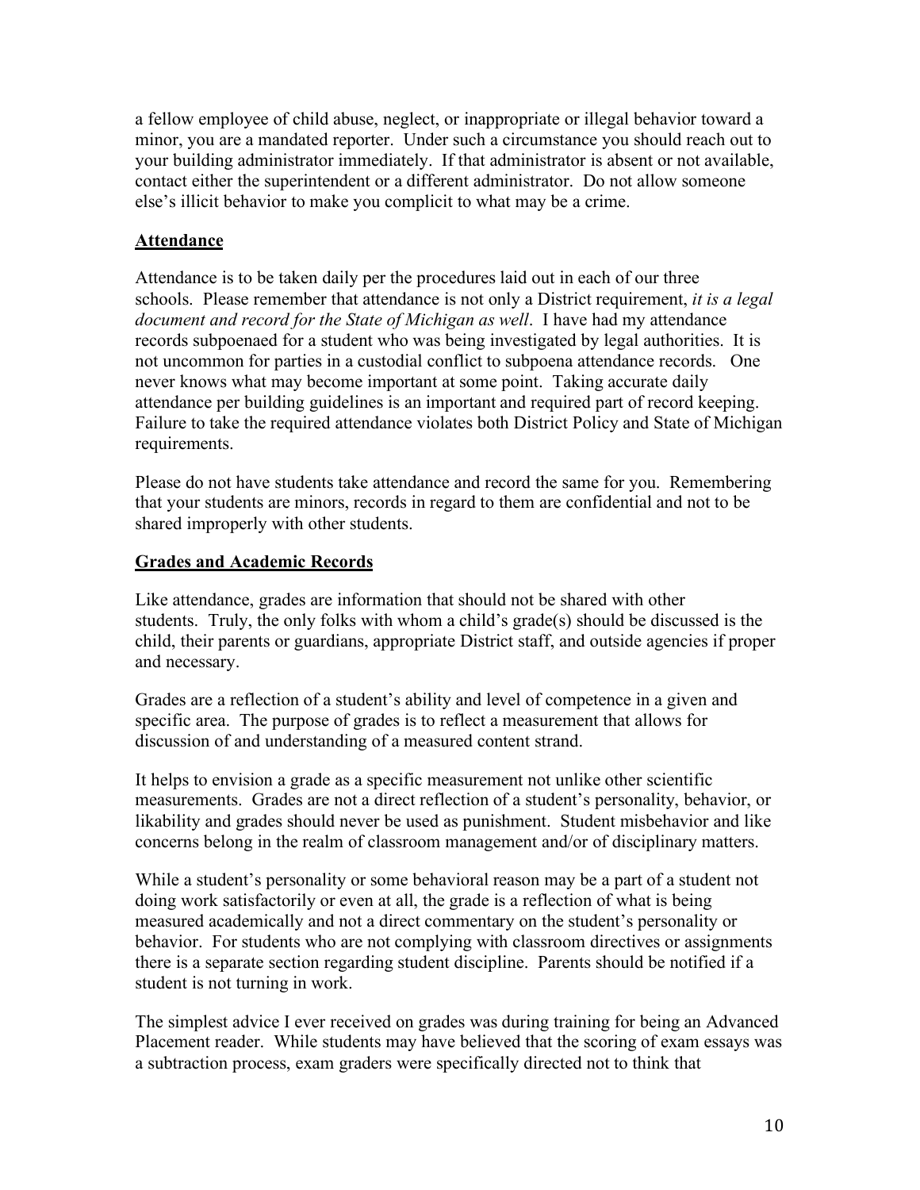a fellow employee of child abuse, neglect, or inappropriate or illegal behavior toward a minor, you are a mandated reporter. Under such a circumstance you should reach out to your building administrator immediately. If that administrator is absent or not available, contact either the superintendent or a different administrator. Do not allow someone else's illicit behavior to make you complicit to what may be a crime.

## Attendance

Attendance is to be taken daily per the procedures laid out in each of our three schools. Please remember that attendance is not only a District requirement, *it is a legal document and record for the State of Michigan as well*. I have had my attendance records subpoenaed for a student who was being investigated by legal authorities. It is not uncommon for parties in a custodial conflict to subpoena attendance records. One never knows what may become important at some point. Taking accurate daily attendance per building guidelines is an important and required part of record keeping. Failure to take the required attendance violates both District Policy and State of Michigan requirements.

Please do not have students take attendance and record the same for you. Remembering that your students are minors, records in regard to them are confidential and not to be shared improperly with other students.

## Grades and Academic Records

Like attendance, grades are information that should not be shared with other students. Truly, the only folks with whom a child's grade(s) should be discussed is the child, their parents or guardians, appropriate District staff, and outside agencies if proper and necessary.

Grades are a reflection of a student's ability and level of competence in a given and specific area. The purpose of grades is to reflect a measurement that allows for discussion of and understanding of a measured content strand.

It helps to envision a grade as a specific measurement not unlike other scientific measurements. Grades are not a direct reflection of a student's personality, behavior, or likability and grades should never be used as punishment. Student misbehavior and like concerns belong in the realm of classroom management and/or of disciplinary matters.

While a student's personality or some behavioral reason may be a part of a student not doing work satisfactorily or even at all, the grade is a reflection of what is being measured academically and not a direct commentary on the student's personality or behavior. For students who are not complying with classroom directives or assignments there is a separate section regarding student discipline. Parents should be notified if a student is not turning in work.

The simplest advice I ever received on grades was during training for being an Advanced Placement reader. While students may have believed that the scoring of exam essays was a subtraction process, exam graders were specifically directed not to think that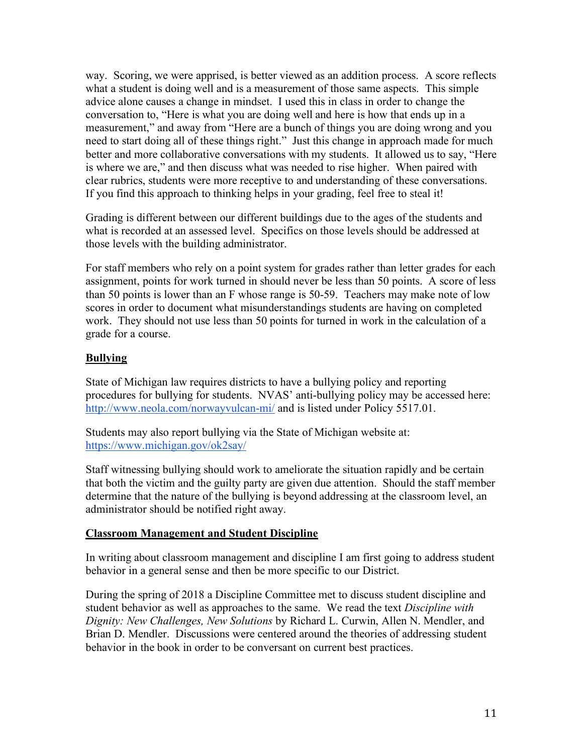way. Scoring, we were apprised, is better viewed as an addition process. A score reflects what a student is doing well and is a measurement of those same aspects. This simple advice alone causes a change in mindset. I used this in class in order to change the conversation to, "Here is what you are doing well and here is how that ends up in a measurement," and away from "Here are a bunch of things you are doing wrong and you need to start doing all of these things right." Just this change in approach made for much better and more collaborative conversations with my students. It allowed us to say, "Here is where we are," and then discuss what was needed to rise higher. When paired with clear rubrics, students were more receptive to and understanding of these conversations. If you find this approach to thinking helps in your grading, feel free to steal it!

Grading is different between our different buildings due to the ages of the students and what is recorded at an assessed level. Specifics on those levels should be addressed at those levels with the building administrator.

For staff members who rely on a point system for grades rather than letter grades for each assignment, points for work turned in should never be less than 50 points. A score of less than 50 points is lower than an F whose range is 50-59. Teachers may make note of low scores in order to document what misunderstandings students are having on completed work. They should not use less than 50 points for turned in work in the calculation of a grade for a course.

## Bullying

State of Michigan law requires districts to have a bullying policy and reporting procedures for bullying for students. NVAS' anti-bullying policy may be accessed here: http://www.neola.com/norwayvulcan-mi/ and is listed under Policy 5517.01.

Students may also report bullying via the State of Michigan website at: https://www.michigan.gov/ok2say/

Staff witnessing bullying should work to ameliorate the situation rapidly and be certain that both the victim and the guilty party are given due attention. Should the staff member determine that the nature of the bullying is beyond addressing at the classroom level, an administrator should be notified right away.

## Classroom Management and Student Discipline

In writing about classroom management and discipline I am first going to address student behavior in a general sense and then be more specific to our District.

During the spring of 2018 a Discipline Committee met to discuss student discipline and student behavior as well as approaches to the same. We read the text *Discipline with Dignity: New Challenges, New Solutions* by Richard L. Curwin, Allen N. Mendler, and Brian D. Mendler. Discussions were centered around the theories of addressing student behavior in the book in order to be conversant on current best practices.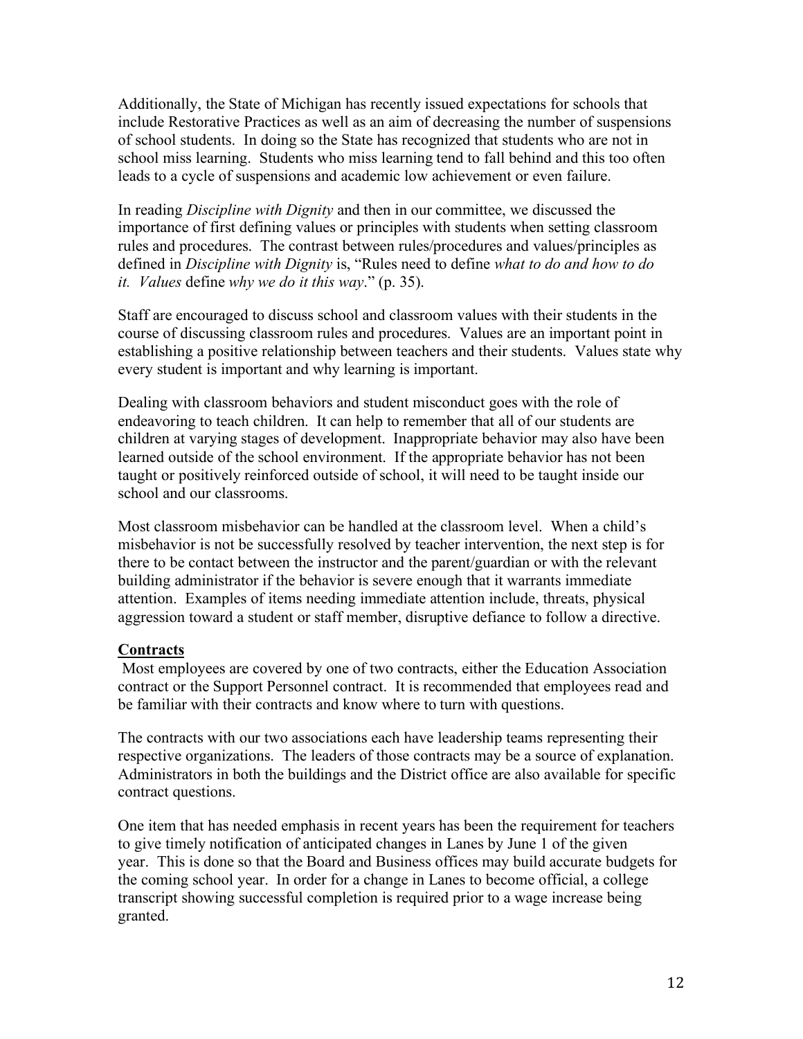Additionally, the State of Michigan has recently issued expectations for schools that include Restorative Practices as well as an aim of decreasing the number of suspensions of school students. In doing so the State has recognized that students who are not in school miss learning. Students who miss learning tend to fall behind and this too often leads to a cycle of suspensions and academic low achievement or even failure.

In reading *Discipline with Dignity* and then in our committee, we discussed the importance of first defining values or principles with students when setting classroom rules and procedures. The contrast between rules/procedures and values/principles as defined in *Discipline with Dignity* is, "Rules need to define *what to do and how to do it. Values* define *why we do it this way*." (p. 35).

Staff are encouraged to discuss school and classroom values with their students in the course of discussing classroom rules and procedures. Values are an important point in establishing a positive relationship between teachers and their students. Values state why every student is important and why learning is important.

Dealing with classroom behaviors and student misconduct goes with the role of endeavoring to teach children. It can help to remember that all of our students are children at varying stages of development. Inappropriate behavior may also have been learned outside of the school environment. If the appropriate behavior has not been taught or positively reinforced outside of school, it will need to be taught inside our school and our classrooms.

Most classroom misbehavior can be handled at the classroom level. When a child's misbehavior is not be successfully resolved by teacher intervention, the next step is for there to be contact between the instructor and the parent/guardian or with the relevant building administrator if the behavior is severe enough that it warrants immediate attention. Examples of items needing immediate attention include, threats, physical aggression toward a student or staff member, disruptive defiance to follow a directive.

**Contracts**

Most employees are covered by one of two contracts, either the Education Association contract or the Support Personnel contract. It is recommended that employees read and be familiar with their contracts and know where to turn with questions.

The contracts with our two associations each have leadership teams representing their respective organizations. The leaders of those contracts may be a source of explanation. Administrators in both the buildings and the District office are also available for specific contract questions.

One item that has needed emphasis in recent years has been the requirement for teachers to give timely notification of anticipated changes in Lanes by June 1 of the given year. This is done so that the Board and Business offices may build accurate budgets for the coming school year. In order for a change in Lanes to become official, a college transcript showing successful completion is required prior to a wage increase being granted.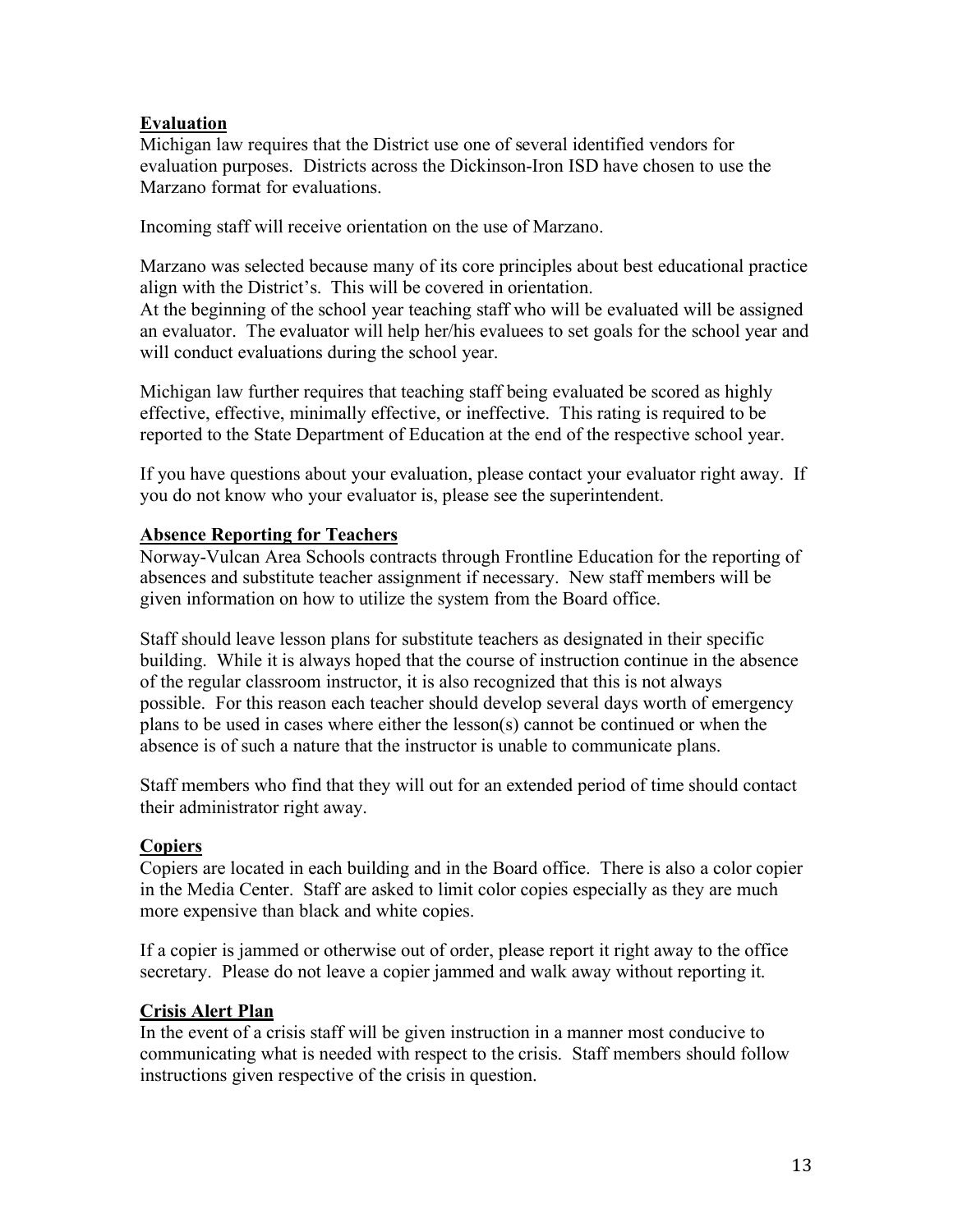## Evaluation

Michigan law requires that the District use one of several identified vendors for evaluation purposes. Districts across the Dickinson-Iron ISD have chosen to use the Marzano format for evaluations.

Incoming staff will receive orientation on the use of Marzano.

Marzano was selected because many of its core principles about best educational practice align with the District's. This will be covered in orientation.
At the beginning of the school year teaching staff who will be evaluated will be assigned an evaluator. The evaluator will help her/his evaluees to set goals for the school year and will conduct evaluations during the school year.

Michigan law further requires that teaching staff being evaluated be scored as highly effective, effective, minimally effective, or ineffective. This rating is required to be reported to the State Department of Education at the end of the respective school year.

If you have questions about your evaluation, please contact your evaluator right away. If you do not know who your evaluator is, please see the superintendent.

## Absence Reporting for Teachers

Norway-Vulcan Area Schools contracts through Frontline Education for the reporting of absences and substitute teacher assignment if necessary. New staff members will be given information on how to utilize the system from the Board office.

Staff should leave lesson plans for substitute teachers as designated in their specific building. While it is always hoped that the course of instruction continue in the absence of the regular classroom instructor, it is also recognized that this is not always possible. For this reason each teacher should develop several days worth of emergency plans to be used in cases where either the lesson(s) cannot be continued or when the absence is of such a nature that the instructor is unable to communicate plans.

Staff members who find that they will out for an extended period of time should contact their administrator right away.

## Copiers

Copiers are located in each building and in the Board office. There is also a color copier in the Media Center. Staff are asked to limit color copies especially as they are much more expensive than black and white copies.

If a copier is jammed or otherwise out of order, please report it right away to the office secretary. Please do not leave a copier jammed and walk away without reporting it.

## Crisis Alert Plan

In the event of a crisis staff will be given instruction in a manner most conducive to communicating what is needed with respect to the crisis. Staff members should follow instructions given respective of the crisis in question.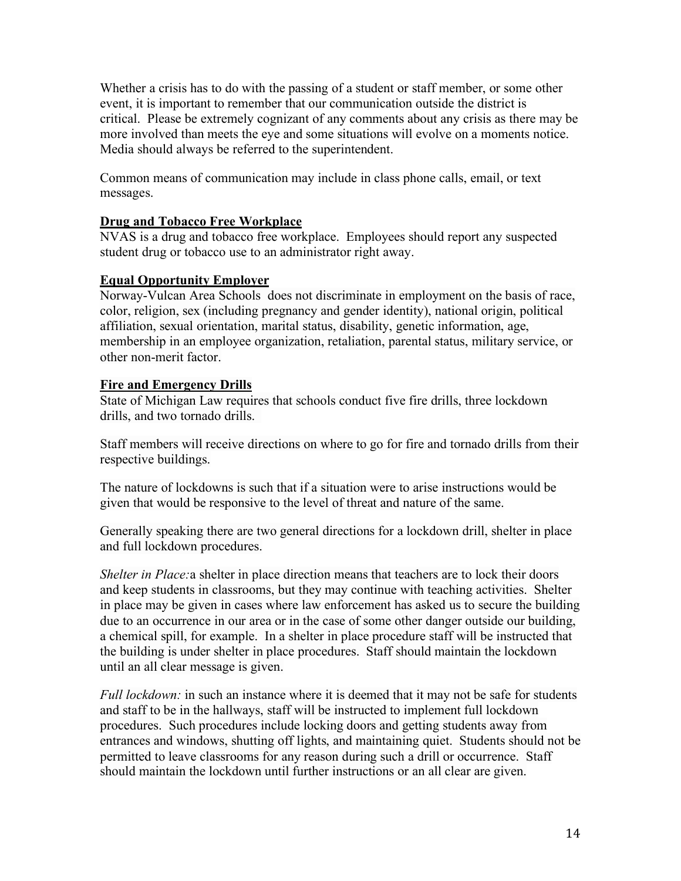Whether a crisis has to do with the passing of a student or staff member, or some other event, it is important to remember that our communication outside the district is critical. Please be extremely cognizant of any comments about any crisis as there may be more involved than meets the eye and some situations will evolve on a moments notice. Media should always be referred to the superintendent.

Common means of communication may include in class phone calls, email, or text messages.

## Drug and Tobacco Free Workplace

NVAS is a drug and tobacco free workplace. Employees should report any suspected student drug or tobacco use to an administrator right away.

## Equal Opportunity Employer

Norway-Vulcan Area Schools does not discriminate in employment on the basis of race, color, religion, sex (including pregnancy and gender identity), national origin, political affiliation, sexual orientation, marital status, disability, genetic information, age, membership in an employee organization, retaliation, parental status, military service, or other non-merit factor.

## Fire and Emergency Drills

State of Michigan Law requires that schools conduct five fire drills, three lockdown drills, and two tornado drills.

Staff members will receive directions on where to go for fire and tornado drills from their respective buildings.

The nature of lockdowns is such that if a situation were to arise instructions would be given that would be responsive to the level of threat and nature of the same.

Generally speaking there are two general directions for a lockdown drill, shelter in place and full lockdown procedures.

*Shelter in Place:* a shelter in place direction means that teachers are to lock their doors and keep students in classrooms, but they may continue with teaching activities. Shelter in place may be given in cases where law enforcement has asked us to secure the building due to an occurrence in our area or in the case of some other danger outside our building, a chemical spill, for example. In a shelter in place procedure staff will be instructed that the building is under shelter in place procedures. Staff should maintain the lockdown until an all clear message is given.

*Full lockdown:* in such an instance where it is deemed that it may not be safe for students and staff to be in the hallways, staff will be instructed to implement full lockdown procedures. Such procedures include locking doors and getting students away from entrances and windows, shutting off lights, and maintaining quiet. Students should not be permitted to leave classrooms for any reason during such a drill or occurrence. Staff should maintain the lockdown until further instructions or an all clear are given.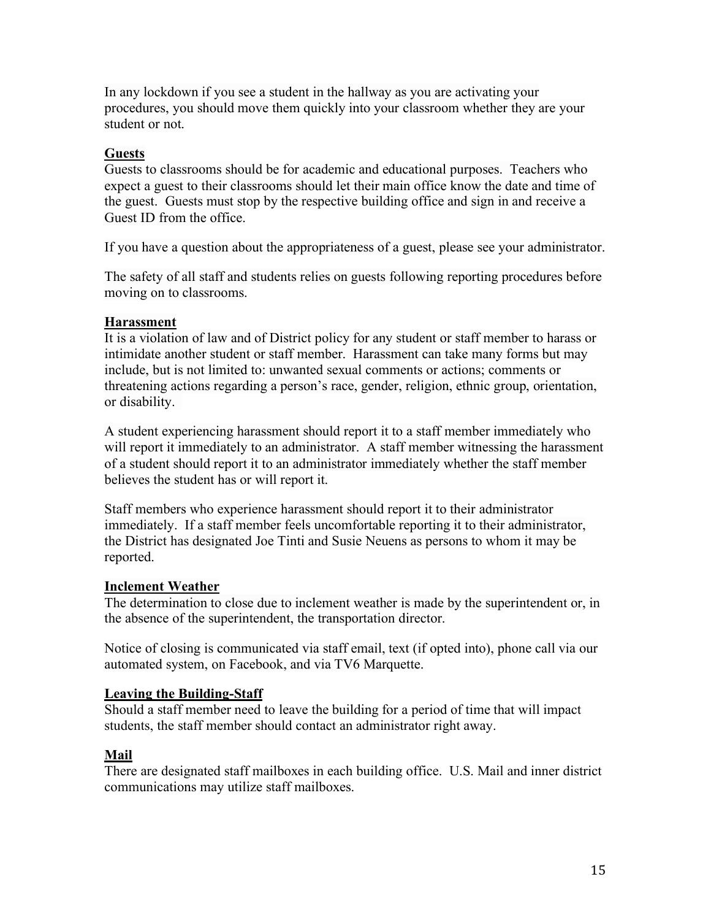In any lockdown if you see a student in the hallway as you are activating your procedures, you should move them quickly into your classroom whether they are your student or not.

## Guests

Guests to classrooms should be for academic and educational purposes. Teachers who expect a guest to their classrooms should let their main office know the date and time of the guest. Guests must stop by the respective building office and sign in and receive a Guest ID from the office.

If you have a question about the appropriateness of a guest, please see your administrator.

The safety of all staff and students relies on guests following reporting procedures before moving on to classrooms.

## Harassment

It is a violation of law and of District policy for any student or staff member to harass or intimidate another student or staff member. Harassment can take many forms but may include, but is not limited to: unwanted sexual comments or actions; comments or threatening actions regarding a person's race, gender, religion, ethnic group, orientation, or disability.

A student experiencing harassment should report it to a staff member immediately who will report it immediately to an administrator. A staff member witnessing the harassment of a student should report it to an administrator immediately whether the staff member believes the student has or will report it.

Staff members who experience harassment should report it to their administrator immediately. If a staff member feels uncomfortable reporting it to their administrator, the District has designated Joe Tinti and Susie Neuens as persons to whom it may be reported.

## Inclement Weather

The determination to close due to inclement weather is made by the superintendent or, in the absence of the superintendent, the transportation director.

Notice of closing is communicated via staff email, text (if opted into), phone call via our automated system, on Facebook, and via TV6 Marquette.

## Leaving the Building-Staff

Should a staff member need to leave the building for a period of time that will impact students, the staff member should contact an administrator right away.

## Mail

There are designated staff mailboxes in each building office. U.S. Mail and inner district communications may utilize staff mailboxes.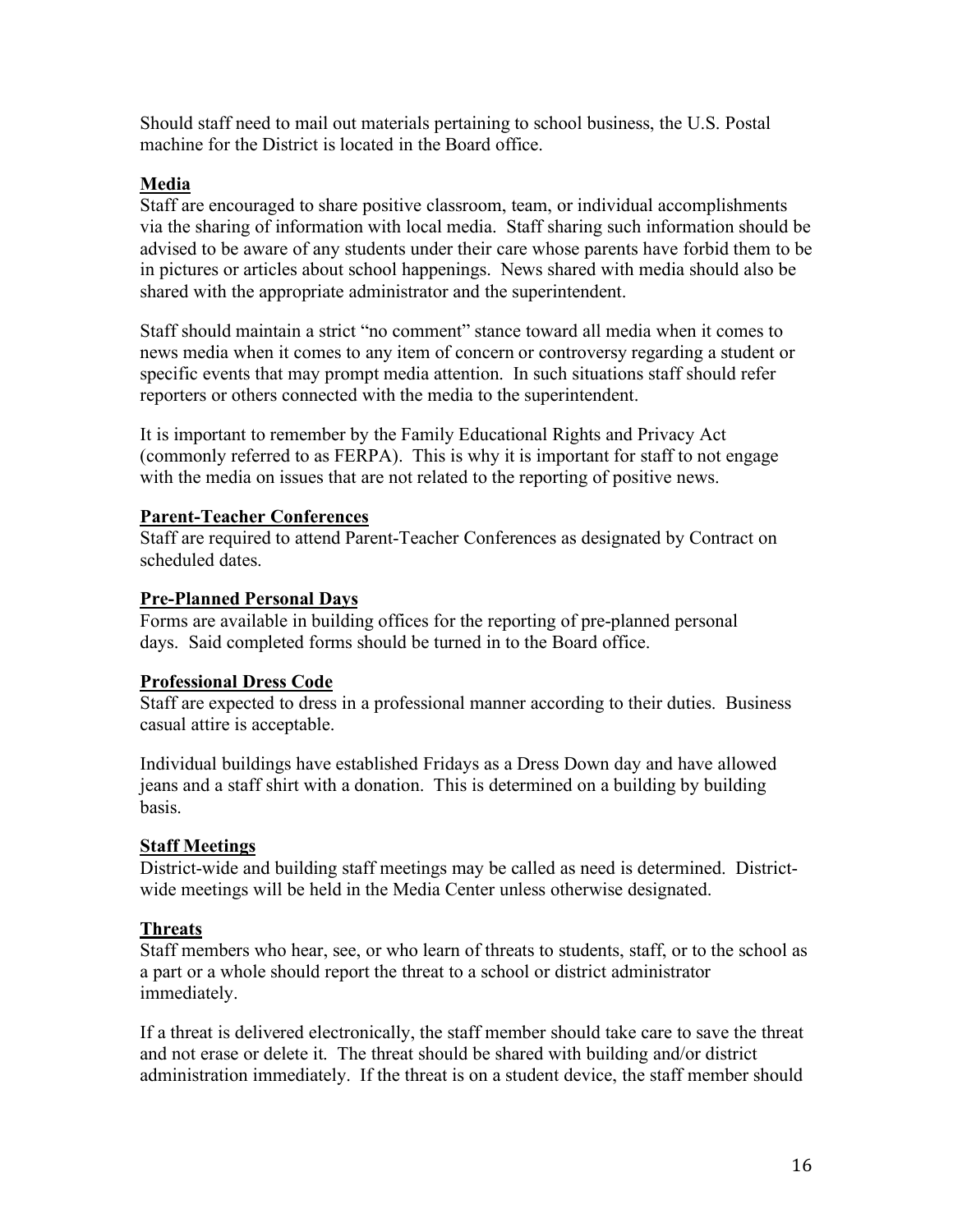Should staff need to mail out materials pertaining to school business, the U.S. Postal machine for the District is located in the Board office.

## Media

Staff are encouraged to share positive classroom, team, or individual accomplishments via the sharing of information with local media. Staff sharing such information should be advised to be aware of any students under their care whose parents have forbid them to be in pictures or articles about school happenings. News shared with media should also be shared with the appropriate administrator and the superintendent.

Staff should maintain a strict "no comment" stance toward all media when it comes to news media when it comes to any item of concern or controversy regarding a student or specific events that may prompt media attention. In such situations staff should refer reporters or others connected with the media to the superintendent.

It is important to remember by the Family Educational Rights and Privacy Act (commonly referred to as FERPA). This is why it is important for staff to not engage with the media on issues that are not related to the reporting of positive news.

## Parent-Teacher Conferences

Staff are required to attend Parent-Teacher Conferences as designated by Contract on scheduled dates.

## Pre-Planned Personal Days

Forms are available in building offices for the reporting of pre-planned personal days. Said completed forms should be turned in to the Board office.

## Professional Dress Code

Staff are expected to dress in a professional manner according to their duties. Business casual attire is acceptable.

Individual buildings have established Fridays as a Dress Down day and have allowed jeans and a staff shirt with a donation. This is determined on a building by building basis.

## Staff Meetings

District-wide and building staff meetings may be called as need is determined. District-wide meetings will be held in the Media Center unless otherwise designated.

## Threats

Staff members who hear, see, or who learn of threats to students, staff, or to the school as a part or a whole should report the threat to a school or district administrator immediately.

If a threat is delivered electronically, the staff member should take care to save the threat and not erase or delete it. The threat should be shared with building and/or district administration immediately. If the threat is on a student device, the staff member should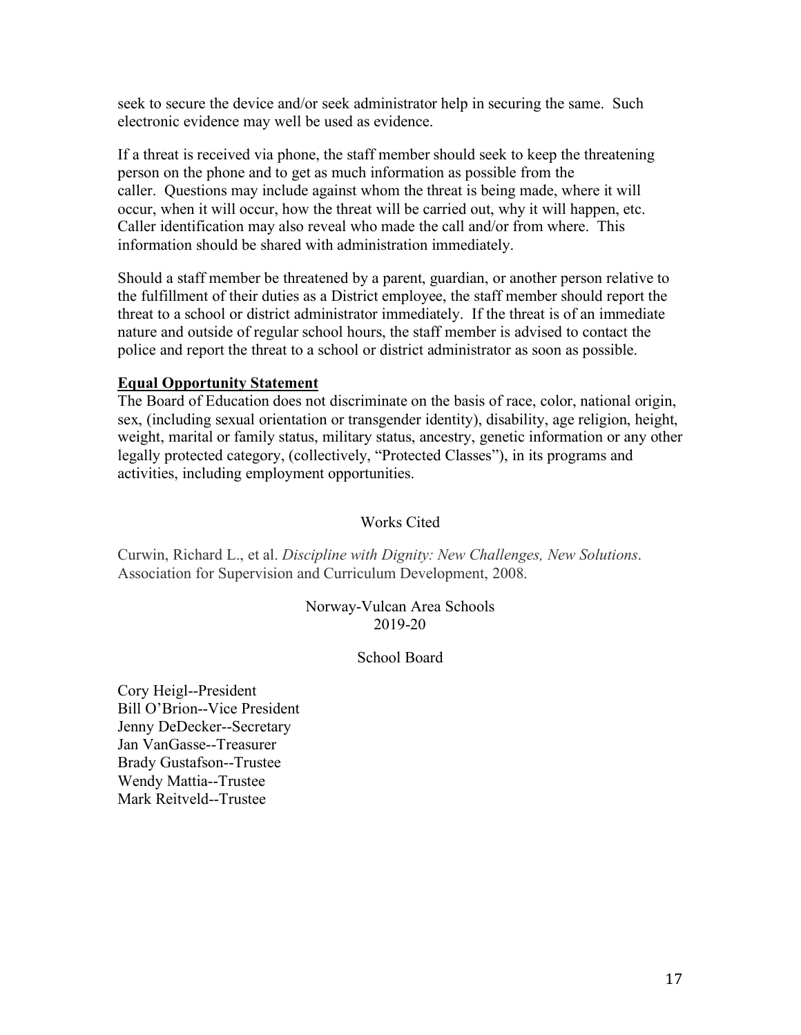seek to secure the device and/or seek administrator help in securing the same. Such electronic evidence may well be used as evidence.

If a threat is received via phone, the staff member should seek to keep the threatening person on the phone and to get as much information as possible from the caller. Questions may include against whom the threat is being made, where it will occur, when it will occur, how the threat will be carried out, why it will happen, etc. Caller identification may also reveal who made the call and/or from where. This information should be shared with administration immediately.

Should a staff member be threatened by a parent, guardian, or another person relative to the fulfillment of their duties as a District employee, the staff member should report the threat to a school or district administrator immediately. If the threat is of an immediate nature and outside of regular school hours, the staff member is advised to contact the police and report the threat to a school or district administrator as soon as possible.

**Equal Opportunity Statement**

The Board of Education does not discriminate on the basis of race, color, national origin, sex, (including sexual orientation or transgender identity), disability, age religion, height, weight, marital or family status, military status, ancestry, genetic information or any other legally protected category, (collectively, "Protected Classes"), in its programs and activities, including employment opportunities.

## Works Cited

Curwin, Richard L., et al. *Discipline with Dignity: New Challenges, New Solutions*. Association for Supervision and Curriculum Development, 2008.

Norway-Vulcan Area Schools
2019-20

School Board

Cory Heigl--President
Bill O'Brion--Vice President
Jenny DeDecker--Secretary
Jan VanGasse--Treasurer
Brady Gustafson--Trustee
Wendy Mattia--Trustee
Mark Reitveld--Trustee